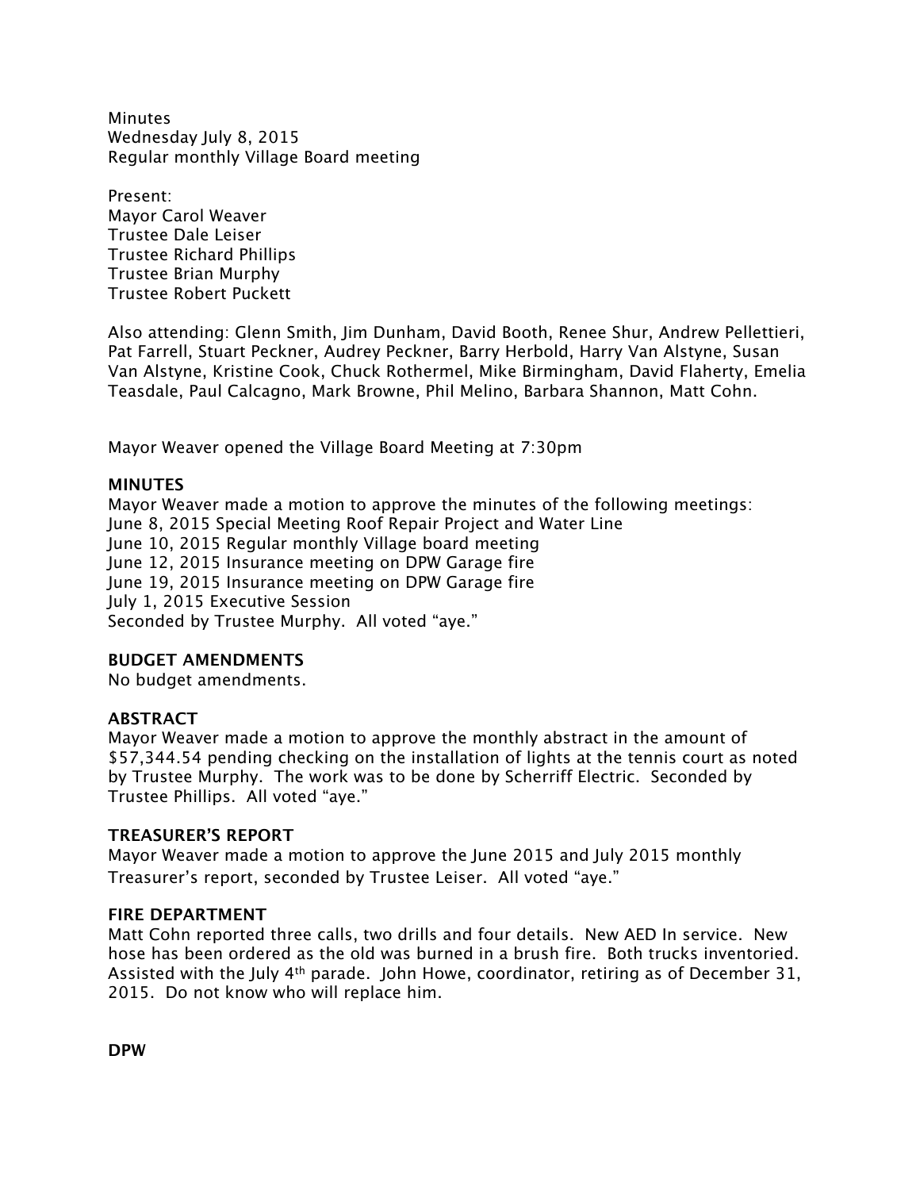Minutes
Wednesday July 8, 2015
Regular monthly Village Board meeting

Present:
Mayor Carol Weaver
Trustee Dale Leiser
Trustee Richard Phillips
Trustee Brian Murphy
Trustee Robert Puckett

Also attending: Glenn Smith, Jim Dunham, David Booth, Renee Shur, Andrew Pellettieri, Pat Farrell, Stuart Peckner, Audrey Peckner, Barry Herbold, Harry Van Alstyne, Susan Van Alstyne, Kristine Cook, Chuck Rothermel, Mike Birmingham, David Flaherty, Emelia Teasdale, Paul Calcagno, Mark Browne, Phil Melino, Barbara Shannon, Matt Cohn.

Mayor Weaver opened the Village Board Meeting at 7:30pm

**MINUTES**
Mayor Weaver made a motion to approve the minutes of the following meetings:
June 8, 2015 Special Meeting Roof Repair Project and Water Line
June 10, 2015 Regular monthly Village board meeting
June 12, 2015 Insurance meeting on DPW Garage fire
June 19, 2015 Insurance meeting on DPW Garage fire
July 1, 2015 Executive Session
Seconded by Trustee Murphy. All voted "aye."

**BUDGET AMENDMENTS**
No budget amendments.

**ABSTRACT**
Mayor Weaver made a motion to approve the monthly abstract in the amount of $57,344.54 pending checking on the installation of lights at the tennis court as noted by Trustee Murphy. The work was to be done by Scherriff Electric. Seconded by Trustee Phillips. All voted "aye."

**TREASURER'S REPORT**
Mayor Weaver made a motion to approve the June 2015 and July 2015 monthly Treasurer's report, seconded by Trustee Leiser. All voted "aye."

**FIRE DEPARTMENT**
Matt Cohn reported three calls, two drills and four details. New AED In service. New hose has been ordered as the old was burned in a brush fire. Both trucks inventoried. Assisted with the July 4th parade. John Howe, coordinator, retiring as of December 31, 2015. Do not know who will replace him.

**DPW**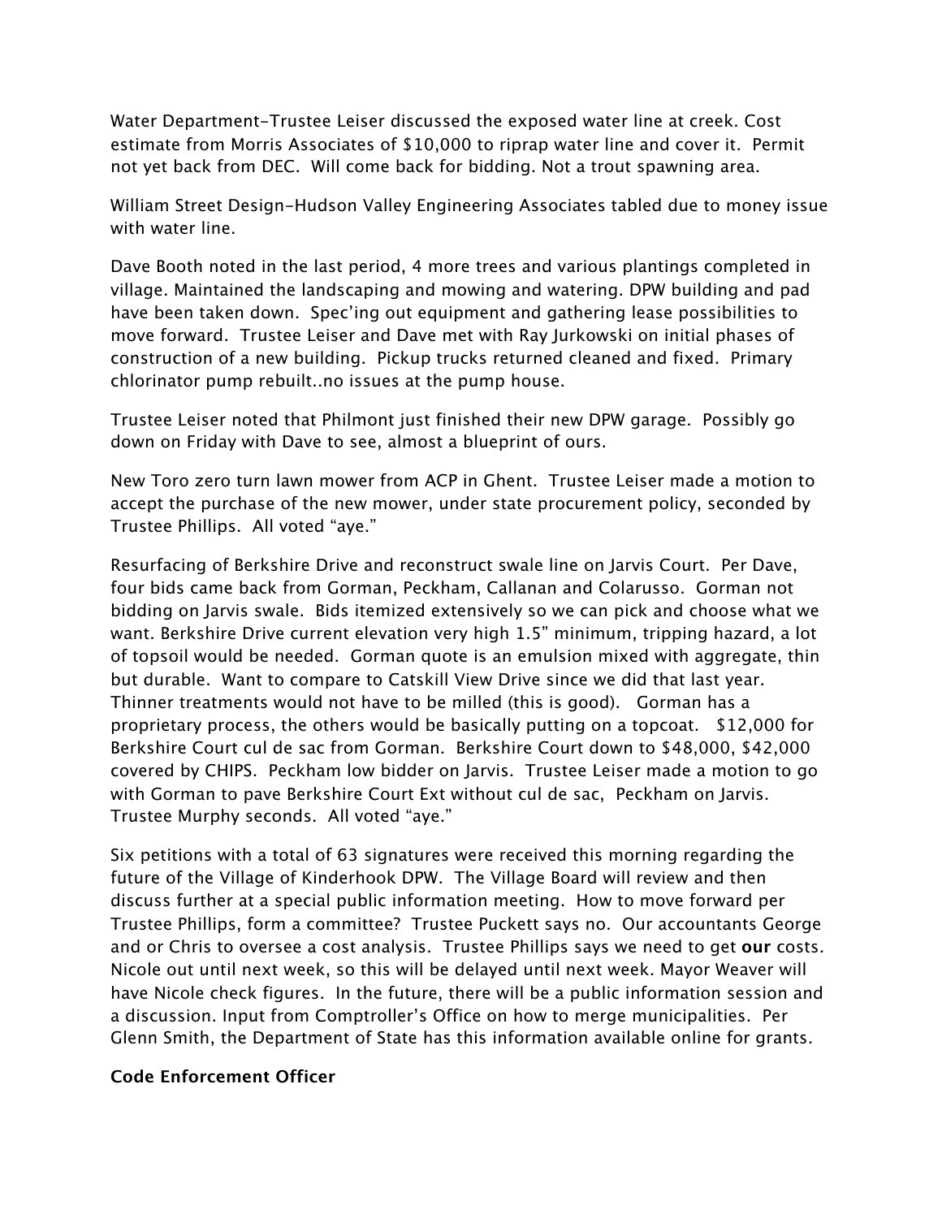Water Department-Trustee Leiser discussed the exposed water line at creek. Cost estimate from Morris Associates of $10,000 to riprap water line and cover it. Permit not yet back from DEC. Will come back for bidding. Not a trout spawning area.

William Street Design-Hudson Valley Engineering Associates tabled due to money issue with water line.

Dave Booth noted in the last period, 4 more trees and various plantings completed in village. Maintained the landscaping and mowing and watering. DPW building and pad have been taken down. Spec'ing out equipment and gathering lease possibilities to move forward. Trustee Leiser and Dave met with Ray Jurkowski on initial phases of construction of a new building. Pickup trucks returned cleaned and fixed. Primary chlorinator pump rebuilt..no issues at the pump house.

Trustee Leiser noted that Philmont just finished their new DPW garage. Possibly go down on Friday with Dave to see, almost a blueprint of ours.

New Toro zero turn lawn mower from ACP in Ghent. Trustee Leiser made a motion to accept the purchase of the new mower, under state procurement policy, seconded by Trustee Phillips. All voted "aye."

Resurfacing of Berkshire Drive and reconstruct swale line on Jarvis Court. Per Dave, four bids came back from Gorman, Peckham, Callanan and Colarusso. Gorman not bidding on Jarvis swale. Bids itemized extensively so we can pick and choose what we want. Berkshire Drive current elevation very high 1.5" minimum, tripping hazard, a lot of topsoil would be needed. Gorman quote is an emulsion mixed with aggregate, thin but durable. Want to compare to Catskill View Drive since we did that last year. Thinner treatments would not have to be milled (this is good). Gorman has a proprietary process, the others would be basically putting on a topcoat. $12,000 for Berkshire Court cul de sac from Gorman. Berkshire Court down to $48,000, $42,000 covered by CHIPS. Peckham low bidder on Jarvis. Trustee Leiser made a motion to go with Gorman to pave Berkshire Court Ext without cul de sac, Peckham on Jarvis. Trustee Murphy seconds. All voted "aye."

Six petitions with a total of 63 signatures were received this morning regarding the future of the Village of Kinderhook DPW. The Village Board will review and then discuss further at a special public information meeting. How to move forward per Trustee Phillips, form a committee? Trustee Puckett says no. Our accountants George and or Chris to oversee a cost analysis. Trustee Phillips says we need to get **our** costs. Nicole out until next week, so this will be delayed until next week. Mayor Weaver will have Nicole check figures. In the future, there will be a public information session and a discussion. Input from Comptroller's Office on how to merge municipalities. Per Glenn Smith, the Department of State has this information available online for grants.

**Code Enforcement Officer**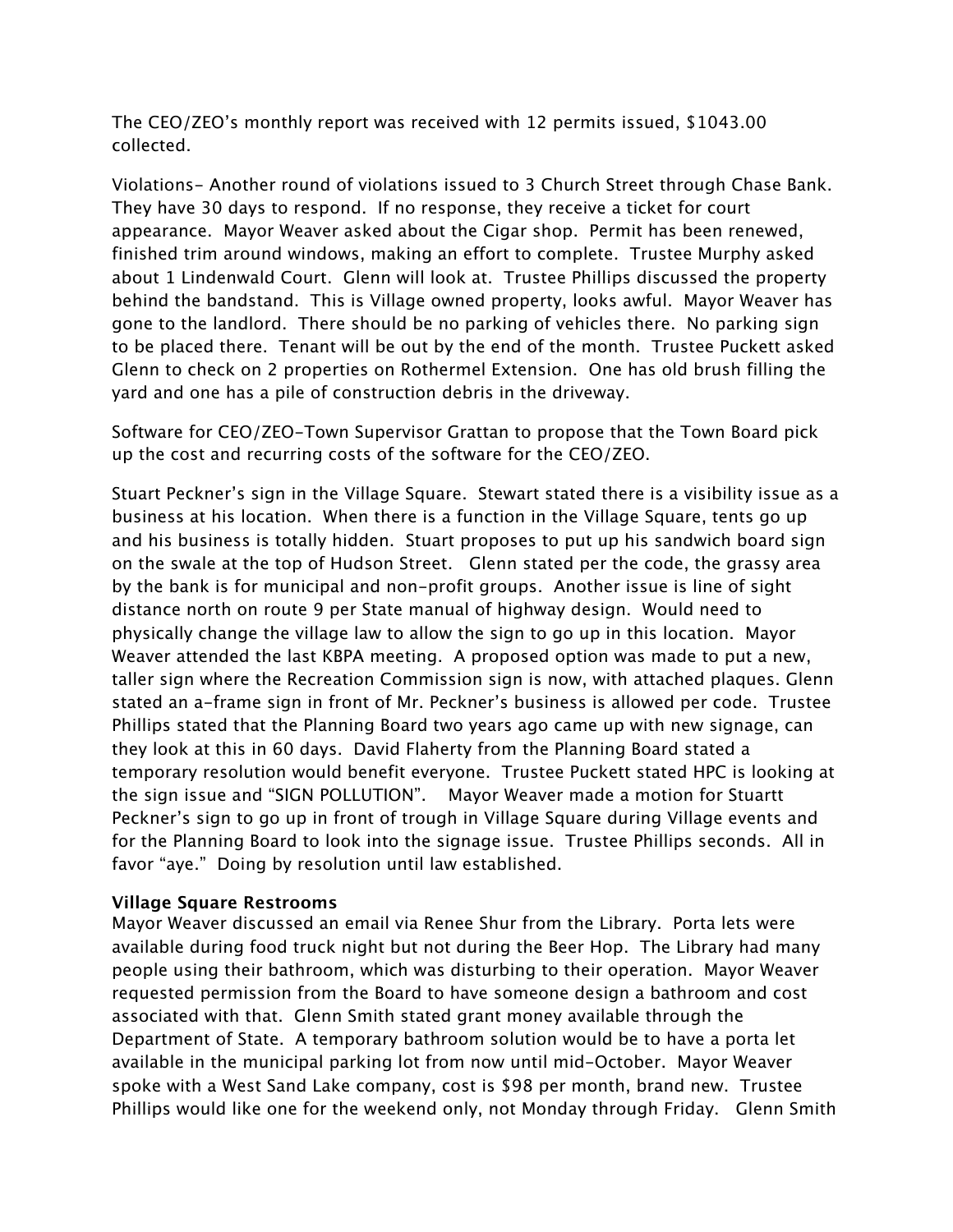The CEO/ZEO's monthly report was received with 12 permits issued, $1043.00 collected.

Violations- Another round of violations issued to 3 Church Street through Chase Bank. They have 30 days to respond. If no response, they receive a ticket for court appearance. Mayor Weaver asked about the Cigar shop. Permit has been renewed, finished trim around windows, making an effort to complete. Trustee Murphy asked about 1 Lindenwald Court. Glenn will look at. Trustee Phillips discussed the property behind the bandstand. This is Village owned property, looks awful. Mayor Weaver has gone to the landlord. There should be no parking of vehicles there. No parking sign to be placed there. Tenant will be out by the end of the month. Trustee Puckett asked Glenn to check on 2 properties on Rothermel Extension. One has old brush filling the yard and one has a pile of construction debris in the driveway.

Software for CEO/ZEO-Town Supervisor Grattan to propose that the Town Board pick up the cost and recurring costs of the software for the CEO/ZEO.

Stuart Peckner's sign in the Village Square. Stewart stated there is a visibility issue as a business at his location. When there is a function in the Village Square, tents go up and his business is totally hidden. Stuart proposes to put up his sandwich board sign on the swale at the top of Hudson Street. Glenn stated per the code, the grassy area by the bank is for municipal and non-profit groups. Another issue is line of sight distance north on route 9 per State manual of highway design. Would need to physically change the village law to allow the sign to go up in this location. Mayor Weaver attended the last KBPA meeting. A proposed option was made to put a new, taller sign where the Recreation Commission sign is now, with attached plaques. Glenn stated an a-frame sign in front of Mr. Peckner's business is allowed per code. Trustee Phillips stated that the Planning Board two years ago came up with new signage, can they look at this in 60 days. David Flaherty from the Planning Board stated a temporary resolution would benefit everyone. Trustee Puckett stated HPC is looking at the sign issue and "SIGN POLLUTION". Mayor Weaver made a motion for Stuartt Peckner's sign to go up in front of trough in Village Square during Village events and for the Planning Board to look into the signage issue. Trustee Phillips seconds. All in favor "aye." Doing by resolution until law established.

**Village Square Restrooms**

Mayor Weaver discussed an email via Renee Shur from the Library. Porta lets were available during food truck night but not during the Beer Hop. The Library had many people using their bathroom, which was disturbing to their operation. Mayor Weaver requested permission from the Board to have someone design a bathroom and cost associated with that. Glenn Smith stated grant money available through the Department of State. A temporary bathroom solution would be to have a porta let available in the municipal parking lot from now until mid-October. Mayor Weaver spoke with a West Sand Lake company, cost is $98 per month, brand new. Trustee Phillips would like one for the weekend only, not Monday through Friday. Glenn Smith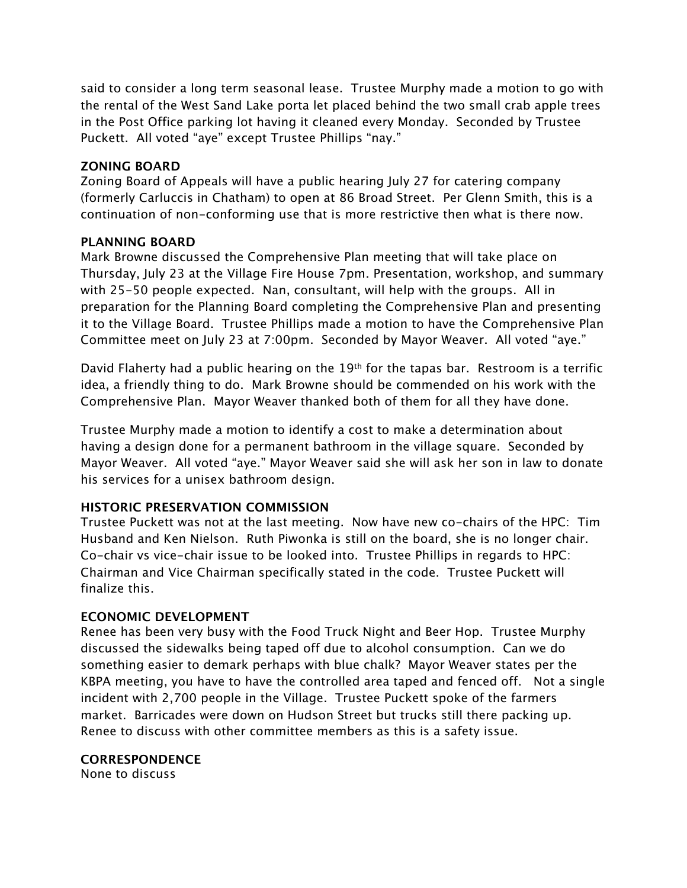said to consider a long term seasonal lease. Trustee Murphy made a motion to go with the rental of the West Sand Lake porta let placed behind the two small crab apple trees in the Post Office parking lot having it cleaned every Monday. Seconded by Trustee Puckett. All voted "aye" except Trustee Phillips "nay."

**ZONING BOARD**

Zoning Board of Appeals will have a public hearing July 27 for catering company (formerly Carluccis in Chatham) to open at 86 Broad Street. Per Glenn Smith, this is a continuation of non-conforming use that is more restrictive then what is there now.

**PLANNING BOARD**

Mark Browne discussed the Comprehensive Plan meeting that will take place on Thursday, July 23 at the Village Fire House 7pm. Presentation, workshop, and summary with 25-50 people expected. Nan, consultant, will help with the groups. All in preparation for the Planning Board completing the Comprehensive Plan and presenting it to the Village Board. Trustee Phillips made a motion to have the Comprehensive Plan Committee meet on July 23 at 7:00pm. Seconded by Mayor Weaver. All voted "aye."

David Flaherty had a public hearing on the 19th for the tapas bar. Restroom is a terrific idea, a friendly thing to do. Mark Browne should be commended on his work with the Comprehensive Plan. Mayor Weaver thanked both of them for all they have done.

Trustee Murphy made a motion to identify a cost to make a determination about having a design done for a permanent bathroom in the village square. Seconded by Mayor Weaver. All voted "aye." Mayor Weaver said she will ask her son in law to donate his services for a unisex bathroom design.

**HISTORIC PRESERVATION COMMISSION**

Trustee Puckett was not at the last meeting. Now have new co-chairs of the HPC: Tim Husband and Ken Nielson. Ruth Piwonka is still on the board, she is no longer chair. Co-chair vs vice-chair issue to be looked into. Trustee Phillips in regards to HPC: Chairman and Vice Chairman specifically stated in the code. Trustee Puckett will finalize this.

**ECONOMIC DEVELOPMENT**

Renee has been very busy with the Food Truck Night and Beer Hop. Trustee Murphy discussed the sidewalks being taped off due to alcohol consumption. Can we do something easier to demark perhaps with blue chalk? Mayor Weaver states per the KBPA meeting, you have to have the controlled area taped and fenced off. Not a single incident with 2,700 people in the Village. Trustee Puckett spoke of the farmers market. Barricades were down on Hudson Street but trucks still there packing up. Renee to discuss with other committee members as this is a safety issue.

**CORRESPONDENCE**

None to discuss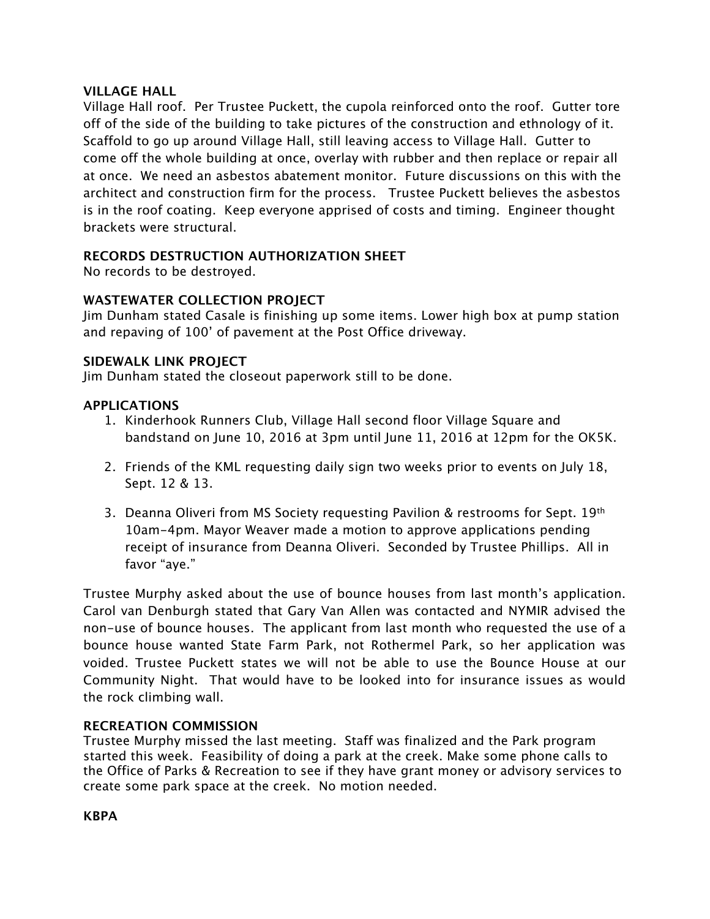**VILLAGE HALL**
Village Hall roof. Per Trustee Puckett, the cupola reinforced onto the roof. Gutter tore off of the side of the building to take pictures of the construction and ethnology of it. Scaffold to go up around Village Hall, still leaving access to Village Hall. Gutter to come off the whole building at once, overlay with rubber and then replace or repair all at once. We need an asbestos abatement monitor. Future discussions on this with the architect and construction firm for the process. Trustee Puckett believes the asbestos is in the roof coating. Keep everyone apprised of costs and timing. Engineer thought brackets were structural.

**RECORDS DESTRUCTION AUTHORIZATION SHEET**
No records to be destroyed.

**WASTEWATER COLLECTION PROJECT**
Jim Dunham stated Casale is finishing up some items. Lower high box at pump station and repaving of 100' of pavement at the Post Office driveway.

**SIDEWALK LINK PROJECT**
Jim Dunham stated the closeout paperwork still to be done.

**APPLICATIONS**

1. Kinderhook Runners Club, Village Hall second floor Village Square and bandstand on June 10, 2016 at 3pm until June 11, 2016 at 12pm for the OK5K.

2. Friends of the KML requesting daily sign two weeks prior to events on July 18, Sept. 12 & 13.

3. Deanna Oliveri from MS Society requesting Pavilion & restrooms for Sept. 19th 10am-4pm. Mayor Weaver made a motion to approve applications pending receipt of insurance from Deanna Oliveri. Seconded by Trustee Phillips. All in favor "aye."

Trustee Murphy asked about the use of bounce houses from last month's application. Carol van Denburgh stated that Gary Van Allen was contacted and NYMIR advised the non-use of bounce houses. The applicant from last month who requested the use of a bounce house wanted State Farm Park, not Rothermel Park, so her application was voided. Trustee Puckett states we will not be able to use the Bounce House at our Community Night. That would have to be looked into for insurance issues as would the rock climbing wall.

**RECREATION COMMISSION**
Trustee Murphy missed the last meeting. Staff was finalized and the Park program started this week. Feasibility of doing a park at the creek. Make some phone calls to the Office of Parks & Recreation to see if they have grant money or advisory services to create some park space at the creek. No motion needed.

**KBPA**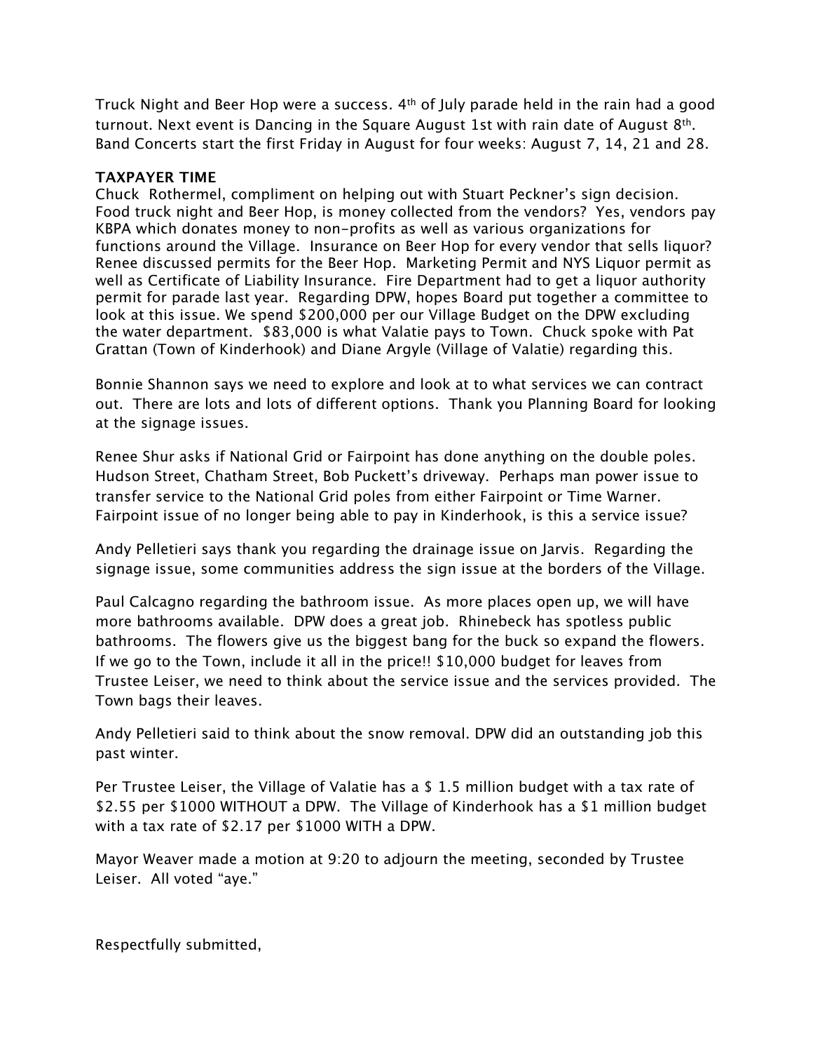Truck Night and Beer Hop were a success. 4th of July parade held in the rain had a good turnout. Next event is Dancing in the Square August 1st with rain date of August 8th. Band Concerts start the first Friday in August for four weeks: August 7, 14, 21 and 28.

**TAXPAYER TIME**

Chuck Rothermel, compliment on helping out with Stuart Peckner's sign decision. Food truck night and Beer Hop, is money collected from the vendors? Yes, vendors pay KBPA which donates money to non-profits as well as various organizations for functions around the Village. Insurance on Beer Hop for every vendor that sells liquor? Renee discussed permits for the Beer Hop. Marketing Permit and NYS Liquor permit as well as Certificate of Liability Insurance. Fire Department had to get a liquor authority permit for parade last year. Regarding DPW, hopes Board put together a committee to look at this issue. We spend $200,000 per our Village Budget on the DPW excluding the water department. $83,000 is what Valatie pays to Town. Chuck spoke with Pat Grattan (Town of Kinderhook) and Diane Argyle (Village of Valatie) regarding this.

Bonnie Shannon says we need to explore and look at to what services we can contract out. There are lots and lots of different options. Thank you Planning Board for looking at the signage issues.

Renee Shur asks if National Grid or Fairpoint has done anything on the double poles. Hudson Street, Chatham Street, Bob Puckett's driveway. Perhaps man power issue to transfer service to the National Grid poles from either Fairpoint or Time Warner. Fairpoint issue of no longer being able to pay in Kinderhook, is this a service issue?

Andy Pelletieri says thank you regarding the drainage issue on Jarvis. Regarding the signage issue, some communities address the sign issue at the borders of the Village.

Paul Calcagno regarding the bathroom issue. As more places open up, we will have more bathrooms available. DPW does a great job. Rhinebeck has spotless public bathrooms. The flowers give us the biggest bang for the buck so expand the flowers. If we go to the Town, include it all in the price!! $10,000 budget for leaves from Trustee Leiser, we need to think about the service issue and the services provided. The Town bags their leaves.

Andy Pelletieri said to think about the snow removal. DPW did an outstanding job this past winter.

Per Trustee Leiser, the Village of Valatie has a $ 1.5 million budget with a tax rate of $2.55 per $1000 WITHOUT a DPW. The Village of Kinderhook has a $1 million budget with a tax rate of $2.17 per $1000 WITH a DPW.

Mayor Weaver made a motion at 9:20 to adjourn the meeting, seconded by Trustee Leiser. All voted "aye."

Respectfully submitted,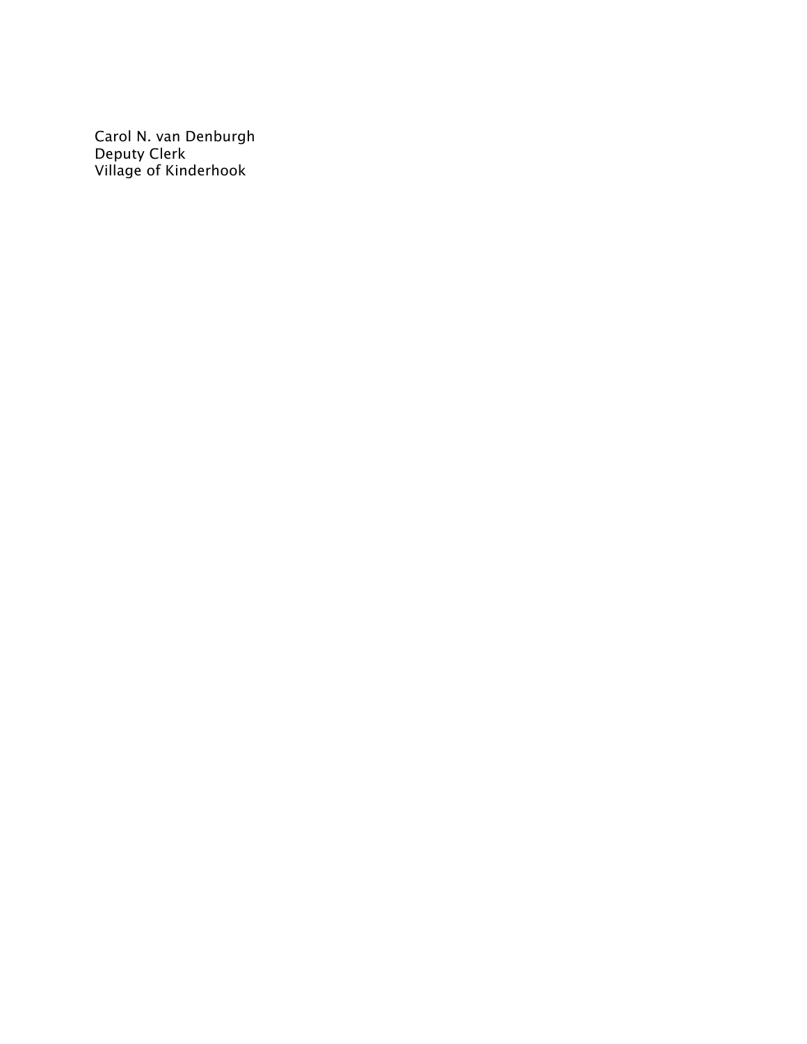Carol N. van Denburgh
Deputy Clerk
Village of Kinderhook